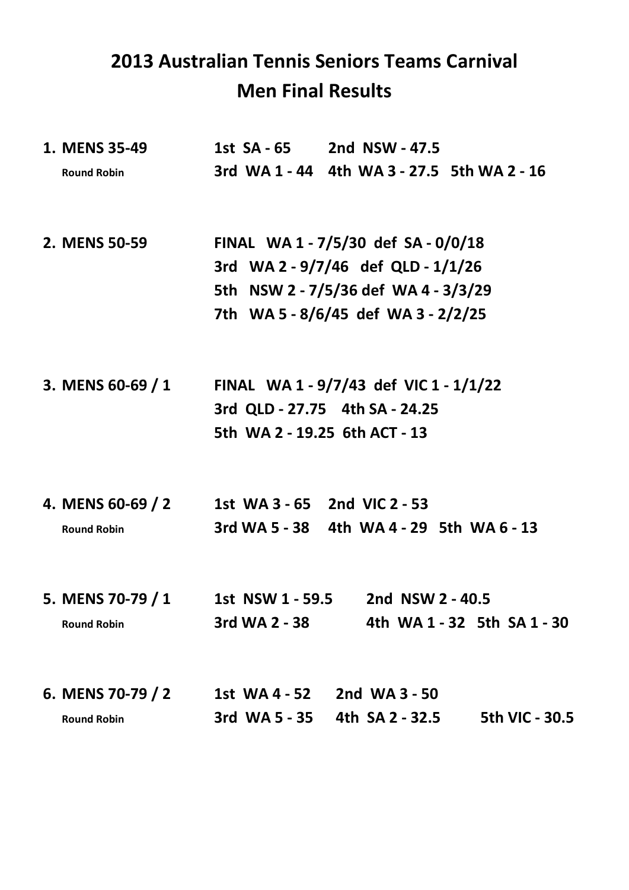# 2013 Australian Tennis Seniors Teams Carnival
## Men Final Results

**1. MENS 35-49** — Round Robin

**1st SA - 65 2nd NSW - 47.5**
**3rd WA 1 - 44 4th WA 3 - 27.5 5th WA 2 - 16**

**2. MENS 50-59**

**FINAL WA 1 - 7/5/30 def SA - 0/0/18**
**3rd WA 2 - 9/7/46 def QLD - 1/1/26**
**5th NSW 2 - 7/5/36 def WA 4 - 3/3/29**
**7th WA 5 - 8/6/45 def WA 3 - 2/2/25**

**3. MENS 60-69 / 1**

**FINAL WA 1 - 9/7/43 def VIC 1 - 1/1/22**
**3rd QLD - 27.75 4th SA - 24.25**
**5th WA 2 - 19.25 6th ACT - 13**

**4. MENS 60-69 / 2** — Round Robin

**1st WA 3 - 65 2nd VIC 2 - 53**
**3rd WA 5 - 38 4th WA 4 - 29 5th WA 6 - 13**

**5. MENS 70-79 / 1** — Round Robin

**1st NSW 1 - 59.5 2nd NSW 2 - 40.5**
**3rd WA 2 - 38 4th WA 1 - 32 5th SA 1 - 30**

**6. MENS 70-79 / 2** — Round Robin

**1st WA 4 - 52 2nd WA 3 - 50**
**3rd WA 5 - 35 4th SA 2 - 32.5 5th VIC - 30.5**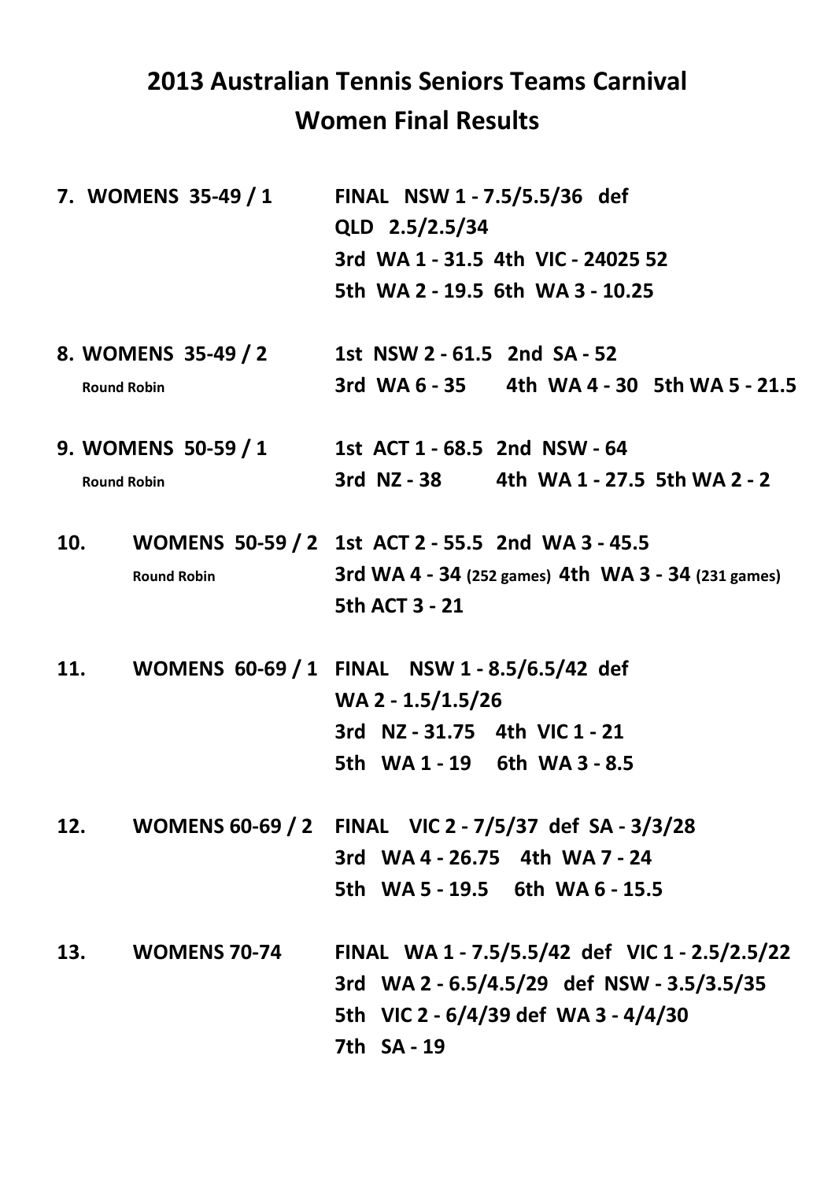# 2013 Australian Tennis Seniors Teams Carnival
# Women Final Results

**7. WOMENS 35-49 / 1**

**FINAL NSW 1 - 7.5/5.5/36 def QLD 2.5/2.5/34**
**3rd WA 1 - 31.5 4th VIC - 24025 52**
**5th WA 2 - 19.5 6th WA 3 - 10.25**

**8. WOMENS 35-49 / 2**
**Round Robin**

**1st NSW 2 - 61.5 2nd SA - 52**
**3rd WA 6 - 35 4th WA 4 - 30 5th WA 5 - 21.5**

**9. WOMENS 50-59 / 1**
**Round Robin**

**1st ACT 1 - 68.5 2nd NSW - 64**
**3rd NZ - 38 4th WA 1 - 27.5 5th WA 2 - 2**

**10. WOMENS 50-59 / 2**
**Round Robin**

**1st ACT 2 - 55.5 2nd WA 3 - 45.5**
**3rd WA 4 - 34 (252 games) 4th WA 3 - 34 (231 games)**
**5th ACT 3 - 21**

**11. WOMENS 60-69 / 1**

**FINAL NSW 1 - 8.5/6.5/42 def WA 2 - 1.5/1.5/26**
**3rd NZ - 31.75 4th VIC 1 - 21**
**5th WA 1 - 19 6th WA 3 - 8.5**

**12. WOMENS 60-69 / 2**

**FINAL VIC 2 - 7/5/37 def SA - 3/3/28**
**3rd WA 4 - 26.75 4th WA 7 - 24**
**5th WA 5 - 19.5 6th WA 6 - 15.5**

**13. WOMENS 70-74**

**FINAL WA 1 - 7.5/5.5/42 def VIC 1 - 2.5/2.5/22**
**3rd WA 2 - 6.5/4.5/29 def NSW - 3.5/3.5/35**
**5th VIC 2 - 6/4/39 def WA 3 - 4/4/30**
**7th SA - 19**